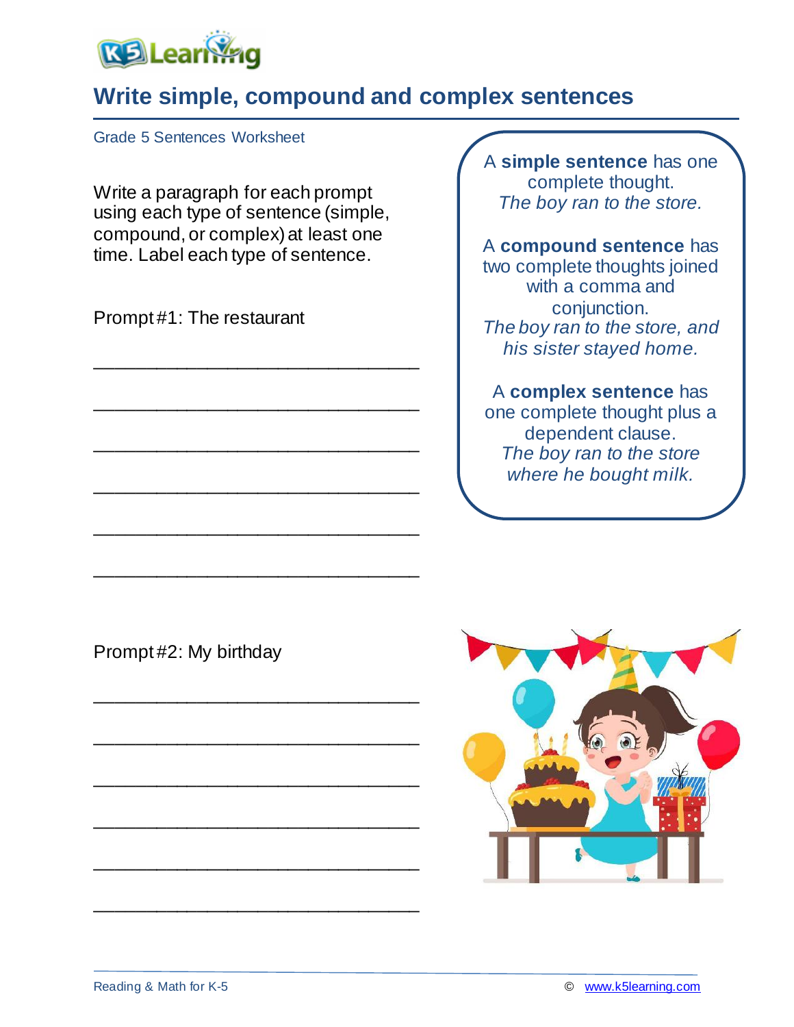# Write simple, compound and complex sentences

Grade 5 Sentences Worksheet

Write a paragraph for each prompt using each type of sentence (simple, compound, or complex) at least one time. Label each type of sentence.

A **simple sentence** has one complete thought.
*The boy ran to the store.*

A **compound sentence** has two complete thoughts joined with a comma and conjunction.
*The boy ran to the store, and his sister stayed home.*

A **complex sentence** has one complete thought plus a dependent clause.
*The boy ran to the store where he bought milk.*

Prompt #1: The restaurant

_______________________________

_______________________________

_______________________________

_______________________________

_______________________________

_______________________________

Prompt #2: My birthday

_______________________________

_______________________________

_______________________________

_______________________________

_______________________________

_______________________________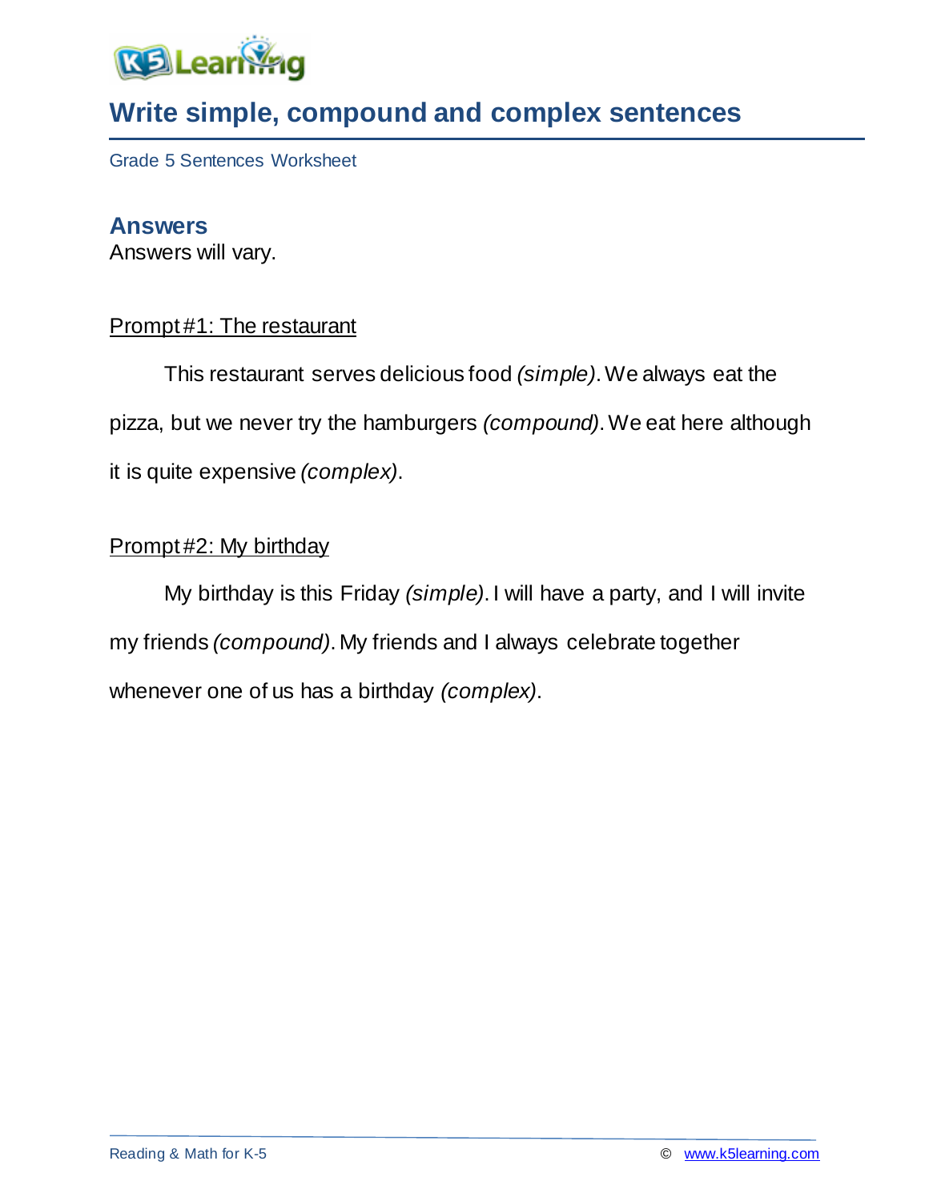# Write simple, compound and complex sentences

Grade 5 Sentences Worksheet

## Answers

Answers will vary.

Prompt #1: The restaurant

This restaurant serves delicious food *(simple)*. We always eat the pizza, but we never try the hamburgers *(compound)*. We eat here although it is quite expensive *(complex)*.

Prompt #2: My birthday

My birthday is this Friday *(simple)*. I will have a party, and I will invite my friends *(compound)*. My friends and I always celebrate together whenever one of us has a birthday *(complex)*.